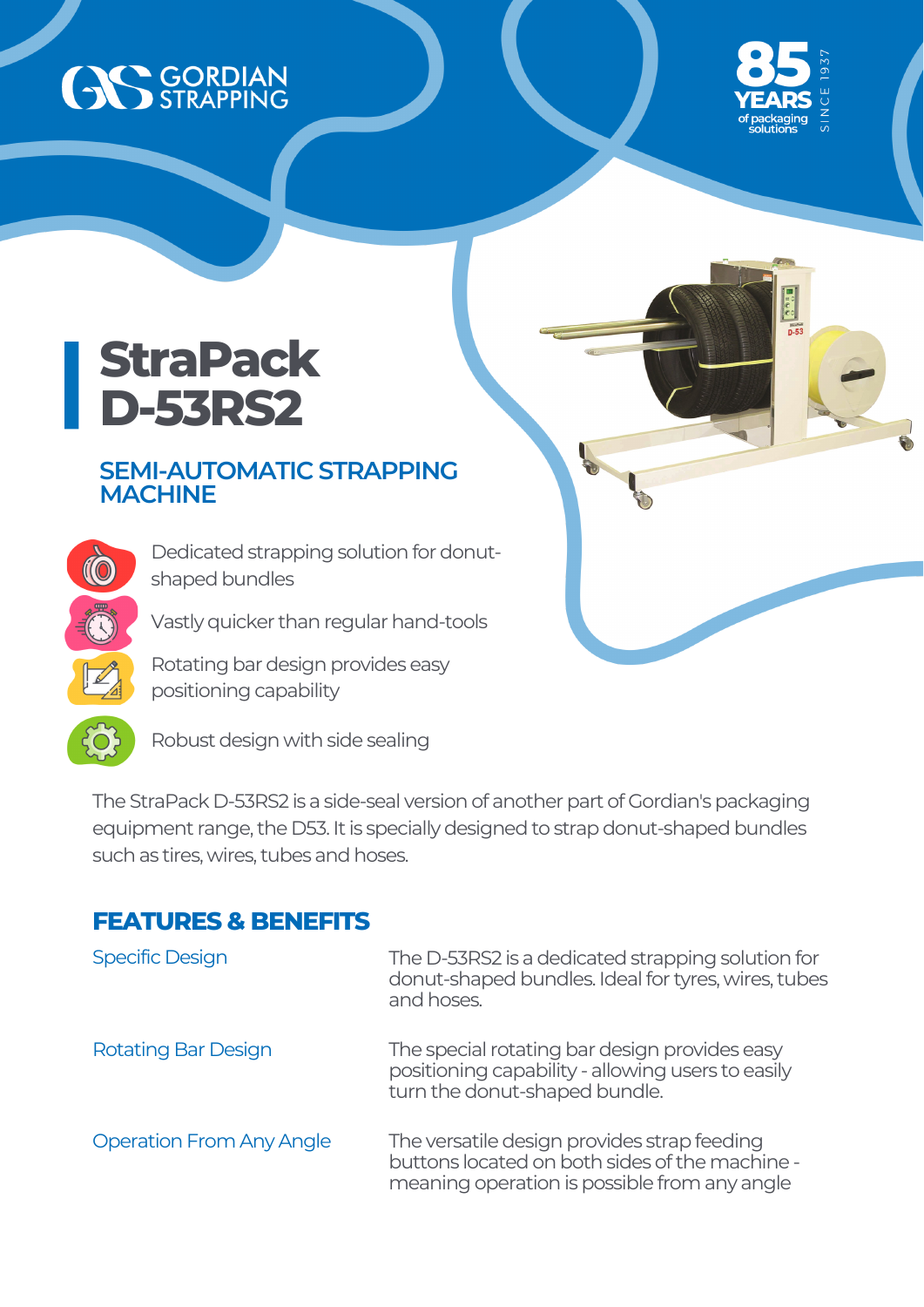GORDIAN STRAPPING

85 YEARS of packaging solutions SINCE 1937

# StraPack D-53RS2

## SEMI-AUTOMATIC STRAPPING MACHINE

- Dedicated strapping solution for donut-shaped bundles
- Vastly quicker than regular hand-tools
- Rotating bar design provides easy positioning capability
- Robust design with side sealing

The StraPack D-53RS2 is a side-seal version of another part of Gordian's packaging equipment range, the D53. It is specially designed to strap donut-shaped bundles such as tires, wires, tubes and hoses.

## FEATURES & BENEFITS

| | |
|---|---|
| Specific Design | The D-53RS2 is a dedicated strapping solution for donut-shaped bundles. Ideal for tyres, wires, tubes and hoses. |
| Rotating Bar Design | The special rotating bar design provides easy positioning capability - allowing users to easily turn the donut-shaped bundle. |
| Operation From Any Angle | The versatile design provides strap feeding buttons located on both sides of the machine - meaning operation is possible from any angle |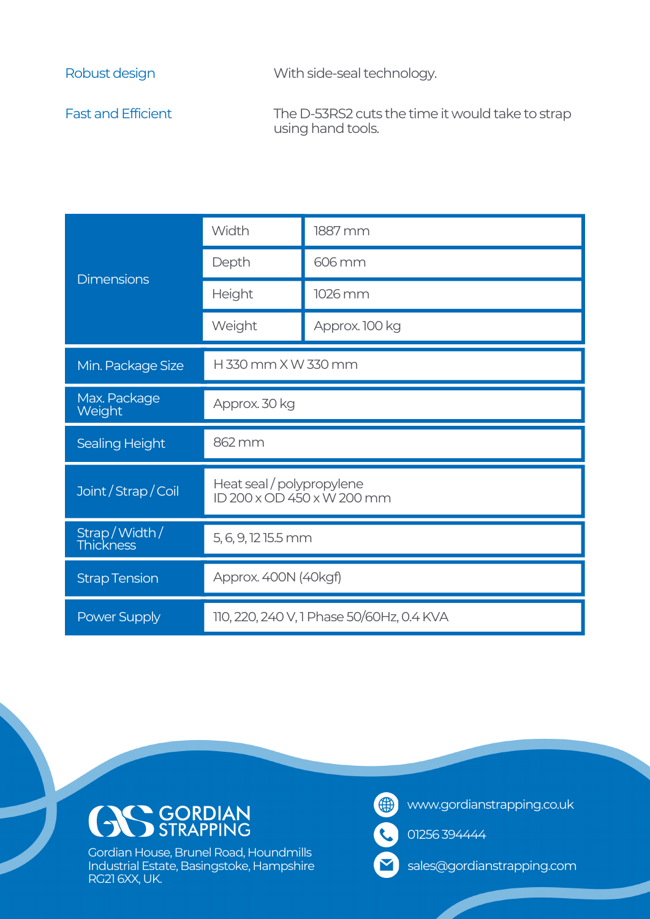| | |
|---|---|
| Robust design | With side-seal technology. |
| Fast and Efficient | The D-53RS2 cuts the time it would take to strap using hand tools. |

| | | |
|---|---|---|
| Dimensions | Width | 1887 mm |
| | Depth | 606 mm |
| | Height | 1026 mm |
| | Weight | Approx. 100 kg |
| Min. Package Size | H 330 mm X W 330 mm | |
| Max. Package Weight | Approx. 30 kg | |
| Sealing Height | 862 mm | |
| Joint / Strap / Coil | Heat seal / polypropylene<br>ID 200 x OD 450 x W 200 mm | |
| Strap / Width / Thickness | 5, 6, 9, 12 15.5 mm | |
| Strap Tension | Approx. 400N (40kgf) | |
| Power Supply | 110, 220, 240 V, 1 Phase 50/60Hz, 0.4 KVA | |

GORDIAN STRAPPING

Gordian House, Brunel Road, Houndmills Industrial Estate, Basingstoke, Hampshire RG21 6XX, UK.

www.gordianstrapping.co.uk

01256 394444

sales@gordianstrapping.com